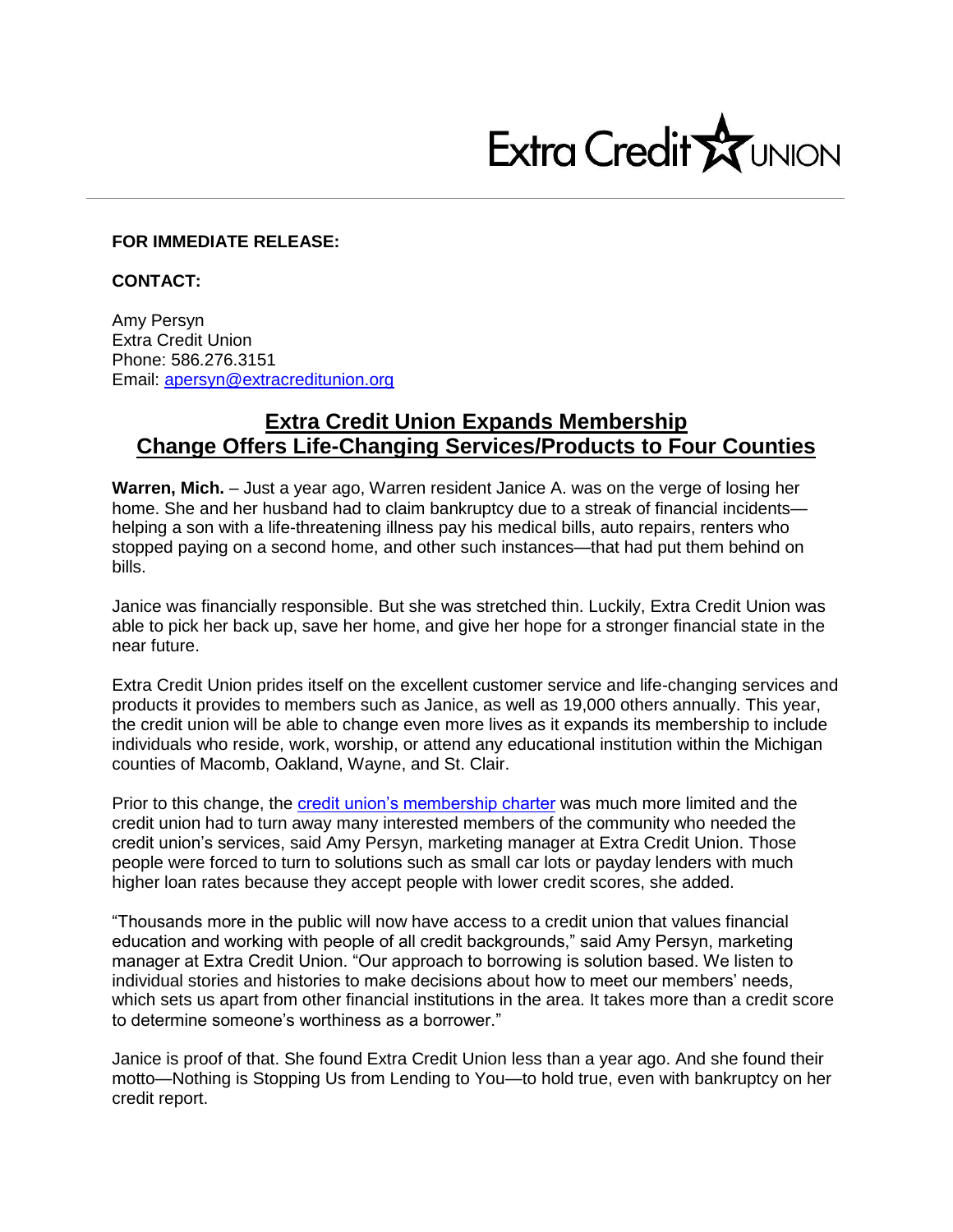Extra Credit UNION

**FOR IMMEDIATE RELEASE:**

**CONTACT:**

Amy Persyn
Extra Credit Union
Phone: 586.276.3151
Email: [apersyn@extracreditunion.org](mailto:apersyn@extracreditunion.org)

# Extra Credit Union Expands Membership Change Offers Life-Changing Services/Products to Four Counties

**Warren, Mich.** – Just a year ago, Warren resident Janice A. was on the verge of losing her home. She and her husband had to claim bankruptcy due to a streak of financial incidents—helping a son with a life-threatening illness pay his medical bills, auto repairs, renters who stopped paying on a second home, and other such instances—that had put them behind on bills.

Janice was financially responsible. But she was stretched thin. Luckily, Extra Credit Union was able to pick her back up, save her home, and give her hope for a stronger financial state in the near future.

Extra Credit Union prides itself on the excellent customer service and life-changing services and products it provides to members such as Janice, as well as 19,000 others annually. This year, the credit union will be able to change even more lives as it expands its membership to include individuals who reside, work, worship, or attend any educational institution within the Michigan counties of Macomb, Oakland, Wayne, and St. Clair.

Prior to this change, the credit union's membership charter was much more limited and the credit union had to turn away many interested members of the community who needed the credit union's services, said Amy Persyn, marketing manager at Extra Credit Union. Those people were forced to turn to solutions such as small car lots or payday lenders with much higher loan rates because they accept people with lower credit scores, she added.

"Thousands more in the public will now have access to a credit union that values financial education and working with people of all credit backgrounds," said Amy Persyn, marketing manager at Extra Credit Union. "Our approach to borrowing is solution based. We listen to individual stories and histories to make decisions about how to meet our members' needs, which sets us apart from other financial institutions in the area. It takes more than a credit score to determine someone's worthiness as a borrower."

Janice is proof of that. She found Extra Credit Union less than a year ago. And she found their motto—Nothing is Stopping Us from Lending to You—to hold true, even with bankruptcy on her credit report.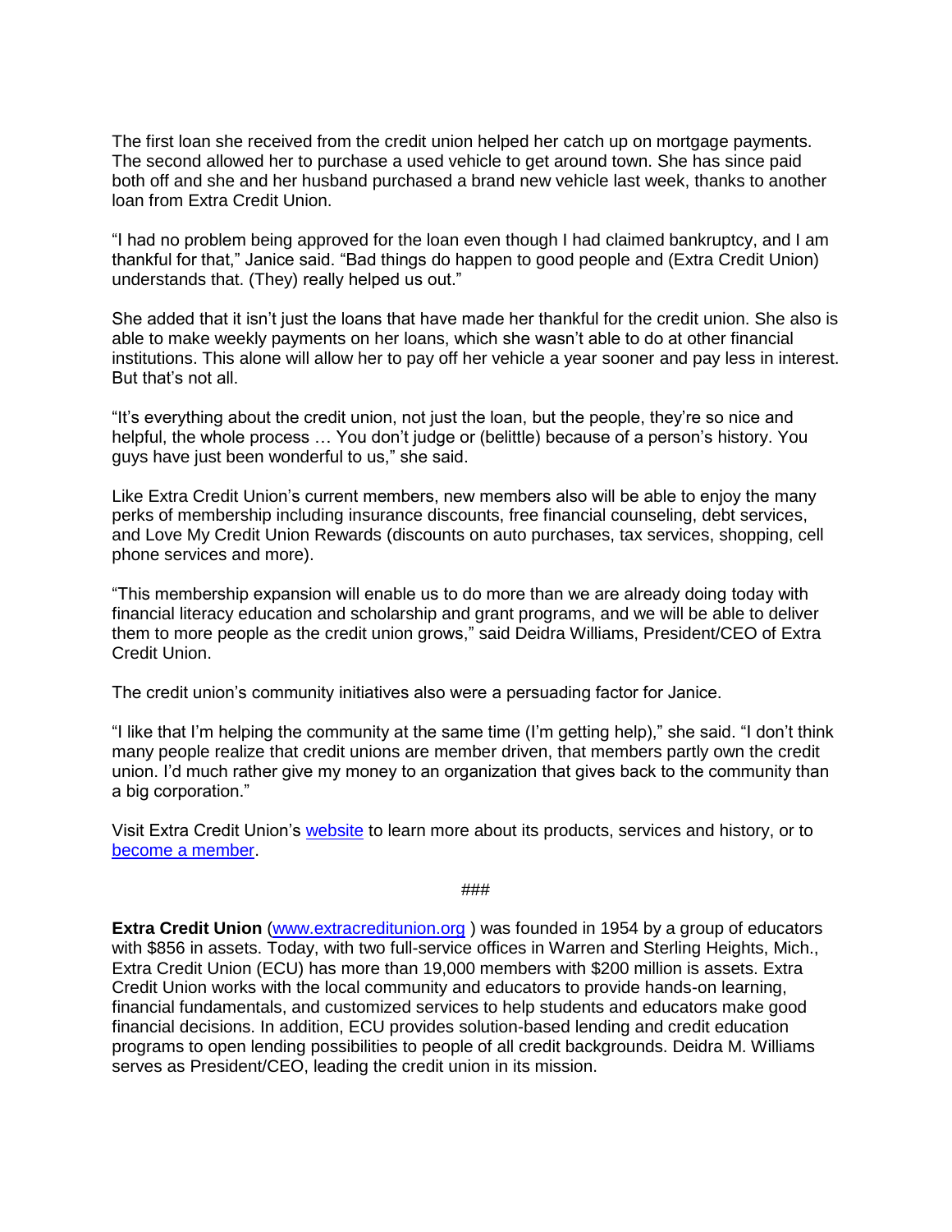The first loan she received from the credit union helped her catch up on mortgage payments. The second allowed her to purchase a used vehicle to get around town. She has since paid both off and she and her husband purchased a brand new vehicle last week, thanks to another loan from Extra Credit Union.

"I had no problem being approved for the loan even though I had claimed bankruptcy, and I am thankful for that," Janice said. "Bad things do happen to good people and (Extra Credit Union) understands that. (They) really helped us out."

She added that it isn't just the loans that have made her thankful for the credit union. She also is able to make weekly payments on her loans, which she wasn't able to do at other financial institutions. This alone will allow her to pay off her vehicle a year sooner and pay less in interest. But that's not all.

"It's everything about the credit union, not just the loan, but the people, they're so nice and helpful, the whole process … You don't judge or (belittle) because of a person's history. You guys have just been wonderful to us," she said.

Like Extra Credit Union's current members, new members also will be able to enjoy the many perks of membership including insurance discounts, free financial counseling, debt services, and Love My Credit Union Rewards (discounts on auto purchases, tax services, shopping, cell phone services and more).

"This membership expansion will enable us to do more than we are already doing today with financial literacy education and scholarship and grant programs, and we will be able to deliver them to more people as the credit union grows," said Deidra Williams, President/CEO of Extra Credit Union.

The credit union's community initiatives also were a persuading factor for Janice.

"I like that I'm helping the community at the same time (I'm getting help)," she said. "I don't think many people realize that credit unions are member driven, that members partly own the credit union. I'd much rather give my money to an organization that gives back to the community than a big corporation."

Visit Extra Credit Union's [website](#) to learn more about its products, services and history, or to [become a member](#).

###

**Extra Credit Union** (www.extracreditunion.org ) was founded in 1954 by a group of educators with $856 in assets. Today, with two full-service offices in Warren and Sterling Heights, Mich., Extra Credit Union (ECU) has more than 19,000 members with $200 million is assets. Extra Credit Union works with the local community and educators to provide hands-on learning, financial fundamentals, and customized services to help students and educators make good financial decisions. In addition, ECU provides solution-based lending and credit education programs to open lending possibilities to people of all credit backgrounds. Deidra M. Williams serves as President/CEO, leading the credit union in its mission.